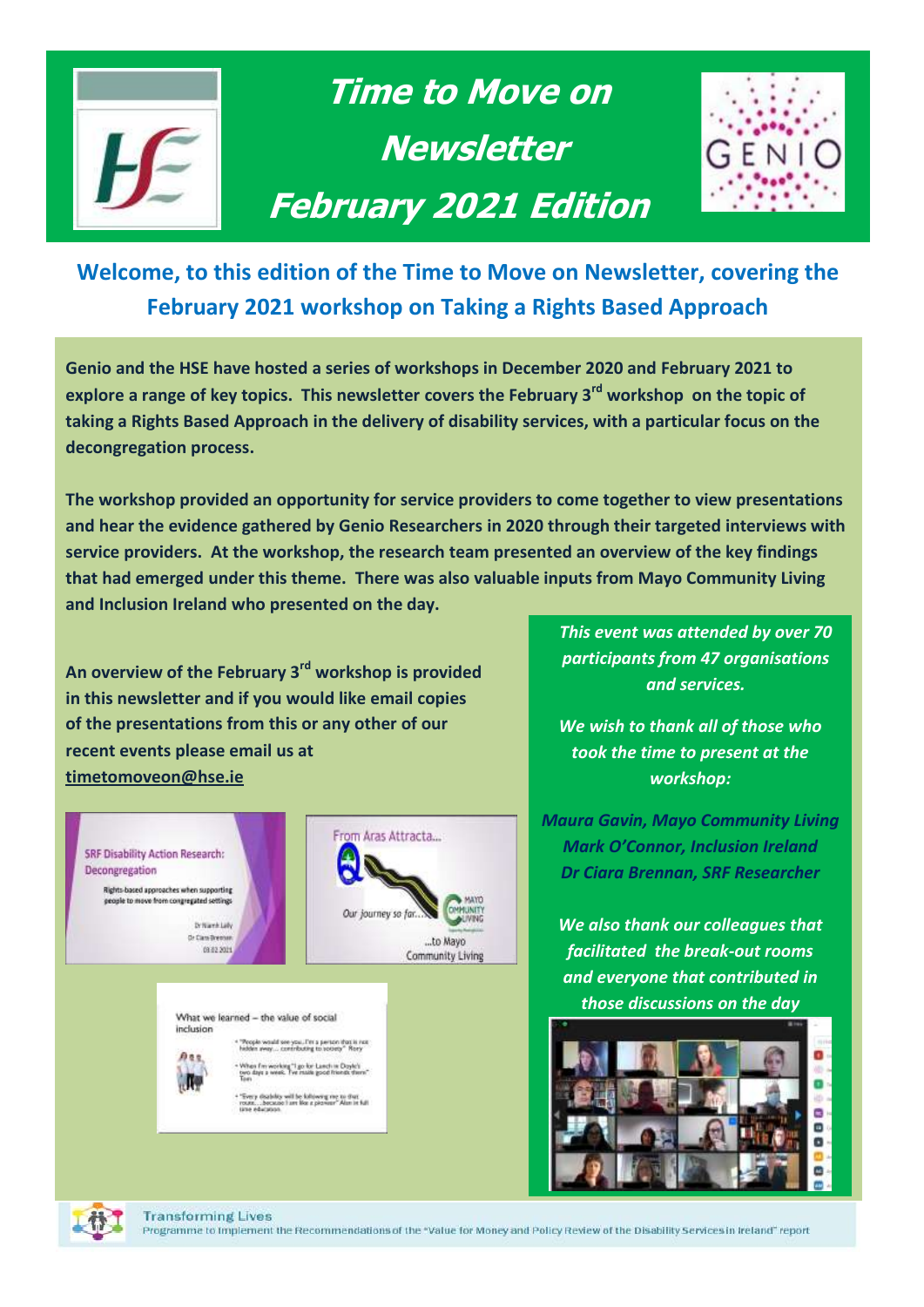# Time to Move on Newsletter February 2021 Edition

## Welcome, to this edition of the Time to Move on Newsletter, covering the February 2021 workshop on Taking a Rights Based Approach

**Genio and the HSE have hosted a series of workshops in December 2020 and February 2021 to explore a range of key topics. This newsletter covers the February 3rd workshop on the topic of taking a Rights Based Approach in the delivery of disability services, with a particular focus on the decongregation process.**

**The workshop provided an opportunity for service providers to come together to view presentations and hear the evidence gathered by Genio Researchers in 2020 through their targeted interviews with service providers. At the workshop, the research team presented an overview of the key findings that had emerged under this theme. There was also valuable inputs from Mayo Community Living and Inclusion Ireland who presented on the day.**

**An overview of the February 3rd workshop is provided in this newsletter and if you would like email copies of the presentations from this or any other of our recent events please email us at timetomoveon@hse.ie**

*This event was attended by over 70 participants from 47 organisations and services.*

*We wish to thank all of those who took the time to present at the workshop:*

*Maura Gavin, Mayo Community Living*
*Mark O'Connor, Inclusion Ireland*
*Dr Ciara Brennan, SRF Researcher*

*We also thank our colleagues that facilitated the break-out rooms and everyone that contributed in those discussions on the day*

Transforming Lives
Programme to Implement the Recommendations of the "Value for Money and Policy Review of the Disability Services in Ireland" report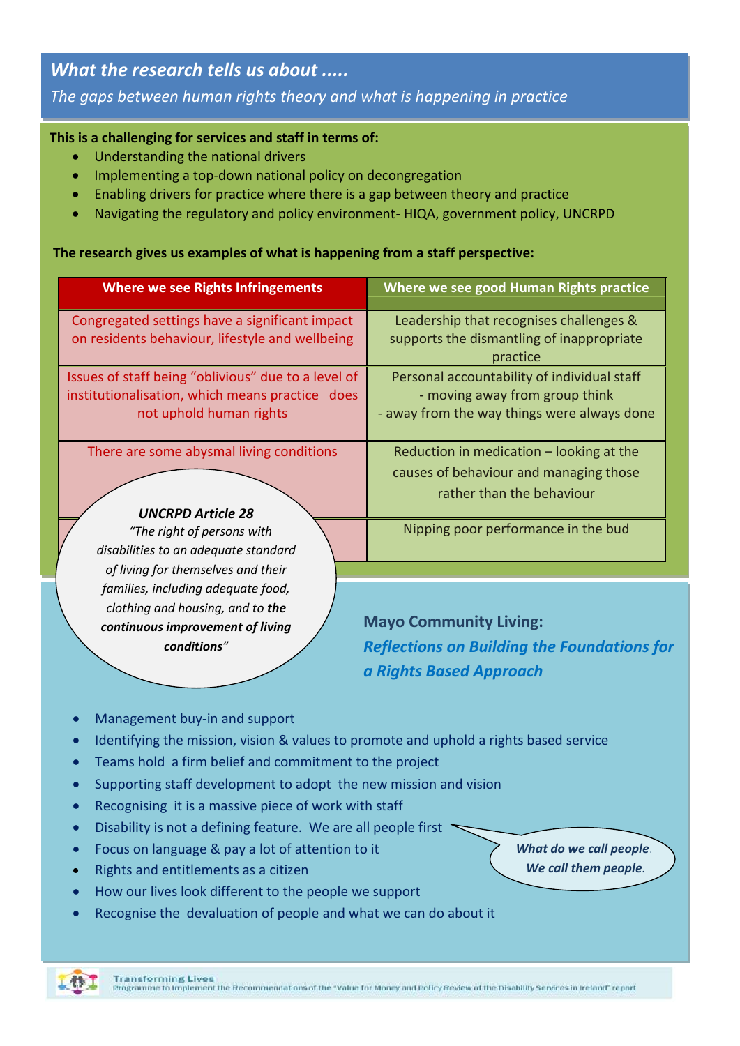## What the research tells us about .....

*The gaps between human rights theory and what is happening in practice*

**This is a challenging for services and staff in terms of:**

- Understanding the national drivers
- Implementing a top-down national policy on decongregation
- Enabling drivers for practice where there is a gap between theory and practice
- Navigating the regulatory and policy environment- HIQA, government policy, UNCRPD

**The research gives us examples of what is happening from a staff perspective:**

| Where we see Rights Infringements | Where we see good Human Rights practice |
|---|---|
| Congregated settings have a significant impact on residents behaviour, lifestyle and wellbeing | Leadership that recognises challenges & supports the dismantling of inappropriate practice |
| Issues of staff being "oblivious" due to a level of institutionalisation, which means practice does not uphold human rights | Personal accountability of individual staff - moving away from group think - away from the way things were always done |
| There are some abysmal living conditions | Reduction in medication – looking at the causes of behaviour and managing those rather than the behaviour |
| | Nipping poor performance in the bud |

***UNCRPD Article 28***

*"The right of persons with disabilities to an adequate standard of living for themselves and their families, including adequate food, clothing and housing, and to **the continuous improvement of living conditions**"*

### Mayo Community Living:

### *Reflections on Building the Foundations for a Rights Based Approach*

- Management buy-in and support
- Identifying the mission, vision & values to promote and uphold a rights based service
- Teams hold a firm belief and commitment to the project
- Supporting staff development to adopt the new mission and vision
- Recognising it is a massive piece of work with staff
- Disability is not a defining feature. We are all people first
- Focus on language & pay a lot of attention to it
- Rights and entitlements as a citizen
- How our lives look different to the people we support
- Recognise the devaluation of people and what we can do about it

***What do we call people. We call them people.***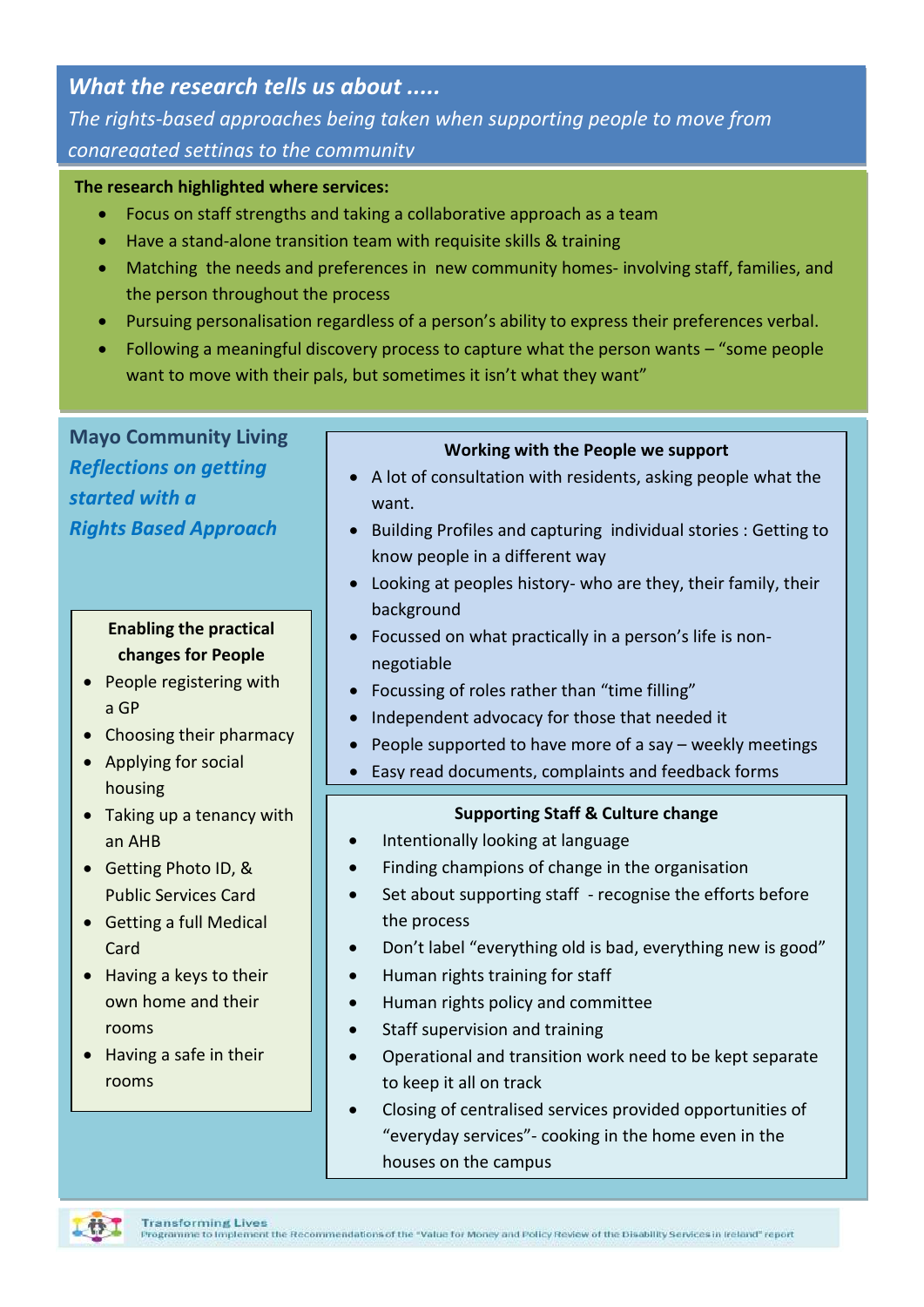## *What the research tells us about .....*

*The rights-based approaches being taken when supporting people to move from congregated settings to the community*

**The research highlighted where services:**

- Focus on staff strengths and taking a collaborative approach as a team
- Have a stand-alone transition team with requisite skills & training
- Matching the needs and preferences in new community homes- involving staff, families, and the person throughout the process
- Pursuing personalisation regardless of a person's ability to express their preferences verbal.
- Following a meaningful discovery process to capture what the person wants – "some people want to move with their pals, but sometimes it isn't what they want"

## Mayo Community Living

### *Reflections on getting started with a Rights Based Approach*

**Enabling the practical changes for People**

- People registering with a GP
- Choosing their pharmacy
- Applying for social housing
- Taking up a tenancy with an AHB
- Getting Photo ID, & Public Services Card
- Getting a full Medical Card
- Having a keys to their own home and their rooms
- Having a safe in their rooms

**Working with the People we support**

- A lot of consultation with residents, asking people what the want.
- Building Profiles and capturing individual stories : Getting to know people in a different way
- Looking at peoples history- who are they, their family, their background
- Focussed on what practically in a person's life is non-negotiable
- Focussing of roles rather than "time filling"
- Independent advocacy for those that needed it
- People supported to have more of a say – weekly meetings
- Easy read documents, complaints and feedback forms

**Supporting Staff & Culture change**

- Intentionally looking at language
- Finding champions of change in the organisation
- Set about supporting staff - recognise the efforts before the process
- Don't label "everything old is bad, everything new is good"
- Human rights training for staff
- Human rights policy and committee
- Staff supervision and training
- Operational and transition work need to be kept separate to keep it all on track
- Closing of centralised services provided opportunities of "everyday services"- cooking in the home even in the houses on the campus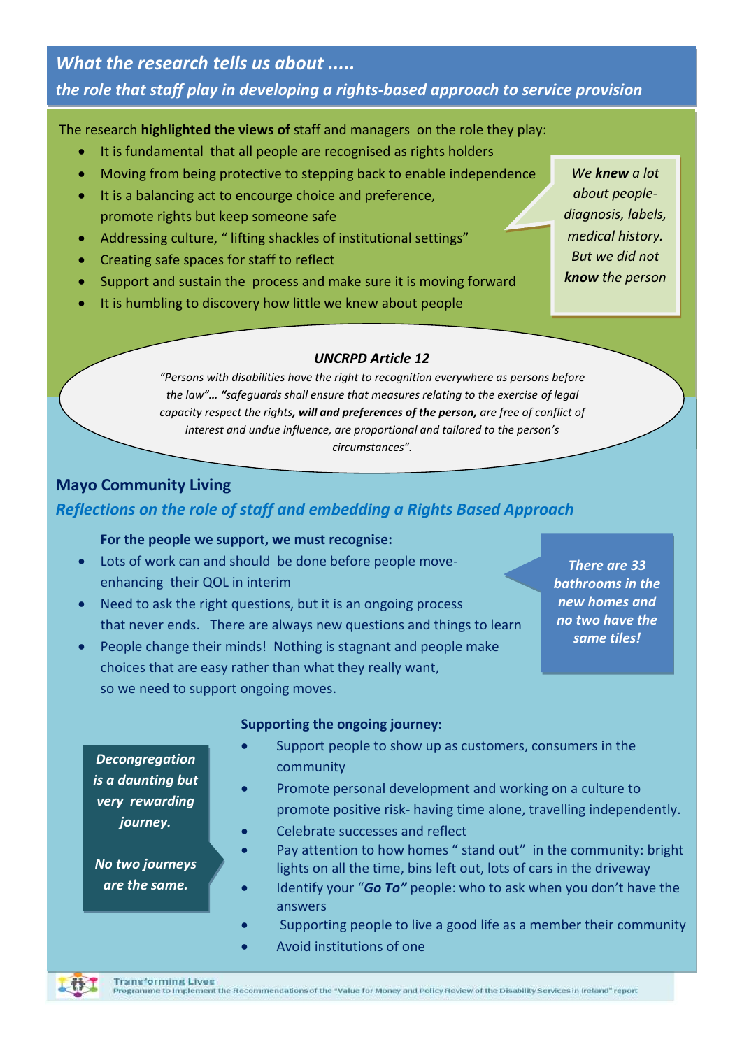## *What the research tells us about .....*
## *the role that staff play in developing a rights-based approach to service provision*

The research **highlighted the views of** staff and managers on the role they play:

- It is fundamental that all people are recognised as rights holders
- Moving from being protective to stepping back to enable independence
- It is a balancing act to encourage choice and preference, promote rights but keep someone safe
- Addressing culture, " lifting shackles of institutional settings"
- Creating safe spaces for staff to reflect
- Support and sustain the process and make sure it is moving forward
- It is humbling to discovery how little we knew about people

*We **knew** a lot about people- diagnosis, labels, medical history. But we did not **know** the person*

***UNCRPD Article 12***

*"Persons with disabilities have the right to recognition everywhere as persons before the law"… "safeguards shall ensure that measures relating to the exercise of legal capacity respect the rights**, will and preferences of the person,** are free of conflict of interest and undue influence, are proportional and tailored to the person's circumstances".*

### Mayo Community Living

### *Reflections on the role of staff and embedding a Rights Based Approach*

**For the people we support, we must recognise:**

- Lots of work can and should be done before people move- enhancing their QOL in interim
- Need to ask the right questions, but it is an ongoing process that never ends. There are always new questions and things to learn
- People change their minds! Nothing is stagnant and people make choices that are easy rather than what they really want, so we need to support ongoing moves.

***There are 33 bathrooms in the new homes and no two have the same tiles!***

***Decongregation is a daunting but very rewarding journey.***

***No two journeys are the same.***

**Supporting the ongoing journey:**

- Support people to show up as customers, consumers in the community
- Promote personal development and working on a culture to promote positive risk- having time alone, travelling independently.
- Celebrate successes and reflect
- Pay attention to how homes " stand out" in the community: bright lights on all the time, bins left out, lots of cars in the driveway
- Identify your "***Go To"*** people: who to ask when you don't have the answers
- Supporting people to live a good life as a member their community
- Avoid institutions of one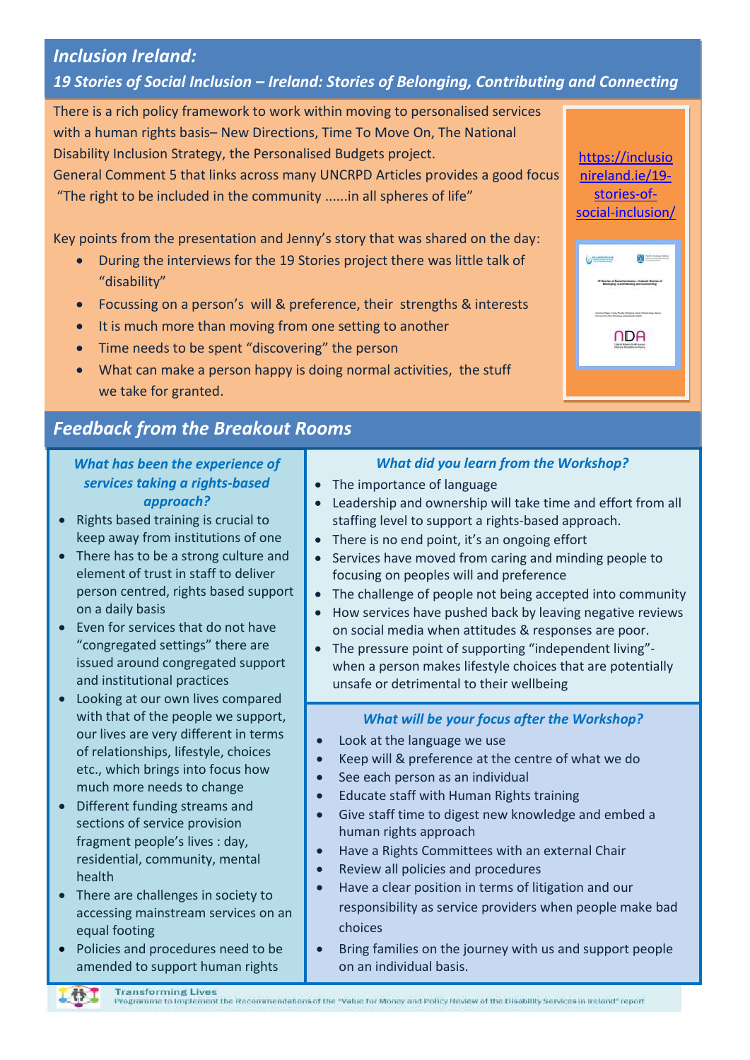## *Inclusion Ireland:*

### *19 Stories of Social Inclusion – Ireland: Stories of Belonging, Contributing and Connecting*

There is a rich policy framework to work within moving to personalised services with a human rights basis– New Directions, Time To Move On, The National Disability Inclusion Strategy, the Personalised Budgets project.
General Comment 5 that links across many UNCRPD Articles provides a good focus "The right to be included in the community ......in all spheres of life"

https://inclusionireland.ie/19-stories-of-social-inclusion/

Key points from the presentation and Jenny's story that was shared on the day:

- During the interviews for the 19 Stories project there was little talk of "disability"
- Focussing on a person's will & preference, their strengths & interests
- It is much more than moving from one setting to another
- Time needs to be spent "discovering" the person
- What can make a person happy is doing normal activities, the stuff we take for granted.

## *Feedback from the Breakout Rooms*

### *What has been the experience of services taking a rights-based approach?*

- Rights based training is crucial to keep away from institutions of one
- There has to be a strong culture and element of trust in staff to deliver person centred, rights based support on a daily basis
- Even for services that do not have "congregated settings" there are issued around congregated support and institutional practices
- Looking at our own lives compared with that of the people we support, our lives are very different in terms of relationships, lifestyle, choices etc., which brings into focus how much more needs to change
- Different funding streams and sections of service provision fragment people's lives : day, residential, community, mental health
- There are challenges in society to accessing mainstream services on an equal footing
- Policies and procedures need to be amended to support human rights

### *What did you learn from the Workshop?*

- The importance of language
- Leadership and ownership will take time and effort from all staffing level to support a rights-based approach.
- There is no end point, it's an ongoing effort
- Services have moved from caring and minding people to focusing on peoples will and preference
- The challenge of people not being accepted into community
- How services have pushed back by leaving negative reviews on social media when attitudes & responses are poor.
- The pressure point of supporting "independent living"- when a person makes lifestyle choices that are potentially unsafe or detrimental to their wellbeing

### *What will be your focus after the Workshop?*

- Look at the language we use
- Keep will & preference at the centre of what we do
- See each person as an individual
- Educate staff with Human Rights training
- Give staff time to digest new knowledge and embed a human rights approach
- Have a Rights Committees with an external Chair
- Review all policies and procedures
- Have a clear position in terms of litigation and our responsibility as service providers when people make bad choices
- Bring families on the journey with us and support people on an individual basis.